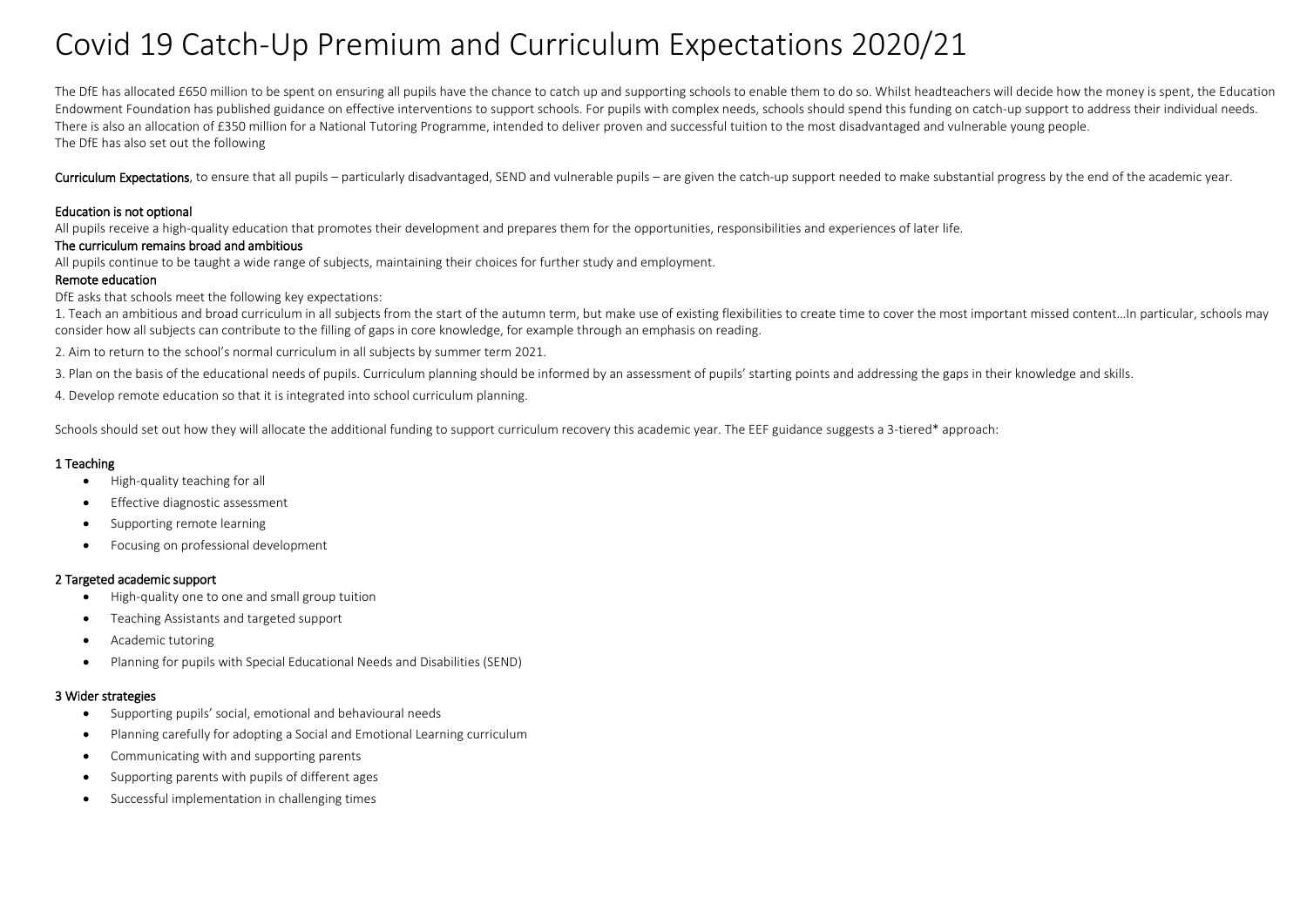# Covid 19 Catch-Up Premium and Curriculum Expectations 2020/21

The DfE has allocated £650 million to be spent on ensuring all pupils have the chance to catch up and supporting schools to enable them to do so. Whilst headteachers will decide how the money is spent, the Education Endowment Foundation has published guidance on effective interventions to support schools. For pupils with complex needs, schools should spend this funding on catch-up support to address their individual needs. There is also an allocation of £350 million for a National Tutoring Programme, intended to deliver proven and successful tuition to the most disadvantaged and vulnerable young people.
The DfE has also set out the following

**Curriculum Expectations**, to ensure that all pupils – particularly disadvantaged, SEND and vulnerable pupils – are given the catch-up support needed to make substantial progress by the end of the academic year.

**Education is not optional**

All pupils receive a high-quality education that promotes their development and prepares them for the opportunities, responsibilities and experiences of later life.

**The curriculum remains broad and ambitious**

All pupils continue to be taught a wide range of subjects, maintaining their choices for further study and employment.

**Remote education**

DfE asks that schools meet the following key expectations:

1. Teach an ambitious and broad curriculum in all subjects from the start of the autumn term, but make use of existing flexibilities to create time to cover the most important missed content…In particular, schools may consider how all subjects can contribute to the filling of gaps in core knowledge, for example through an emphasis on reading.

2. Aim to return to the school's normal curriculum in all subjects by summer term 2021.

3. Plan on the basis of the educational needs of pupils. Curriculum planning should be informed by an assessment of pupils' starting points and addressing the gaps in their knowledge and skills.

4. Develop remote education so that it is integrated into school curriculum planning.

Schools should set out how they will allocate the additional funding to support curriculum recovery this academic year. The EEF guidance suggests a 3-tiered* approach:

**1 Teaching**

- High-quality teaching for all
- Effective diagnostic assessment
- Supporting remote learning
- Focusing on professional development

**2 Targeted academic support**

- High-quality one to one and small group tuition
- Teaching Assistants and targeted support
- Academic tutoring
- Planning for pupils with Special Educational Needs and Disabilities (SEND)

**3 Wider strategies**

- Supporting pupils' social, emotional and behavioural needs
- Planning carefully for adopting a Social and Emotional Learning curriculum
- Communicating with and supporting parents
- Supporting parents with pupils of different ages
- Successful implementation in challenging times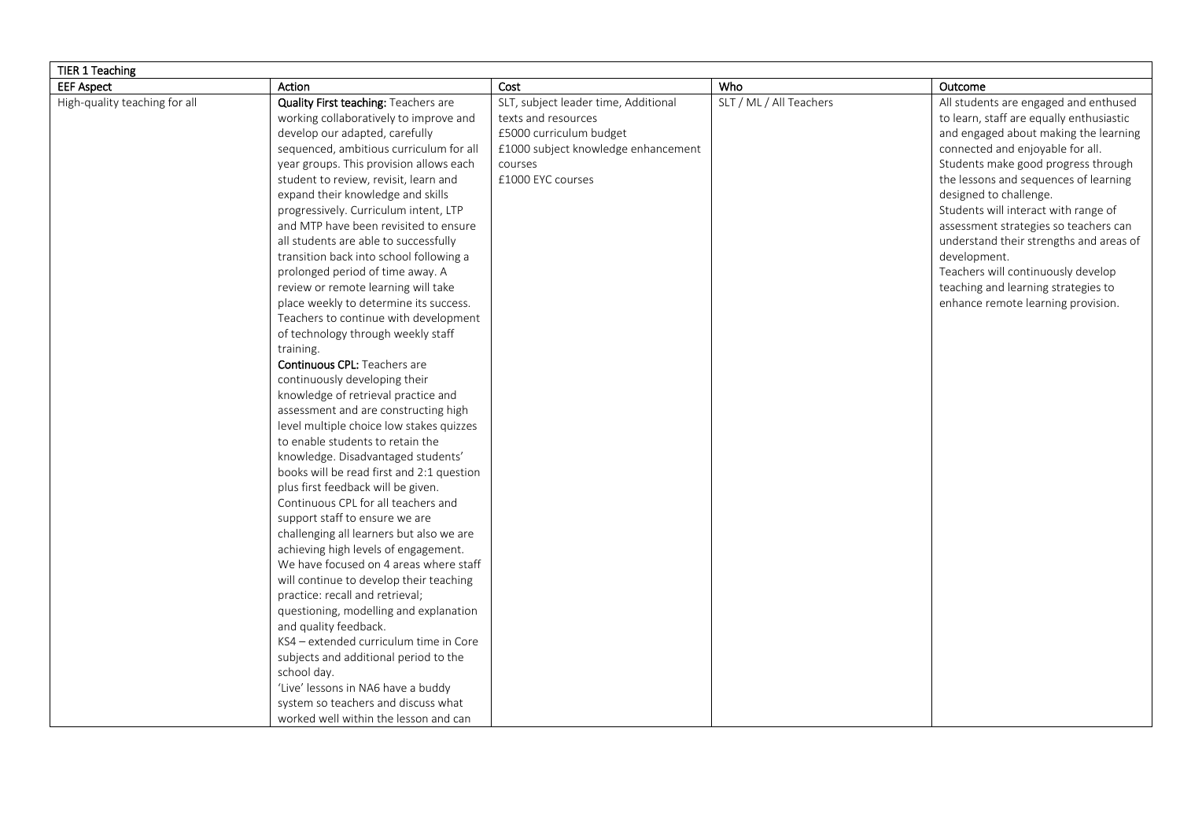| TIER 1 Teaching | | | | |
|---|---|---|---|---|
| **EEF Aspect** | **Action** | **Cost** | **Who** | **Outcome** |
| High-quality teaching for all | **Quality First teaching:** Teachers are working collaboratively to improve and develop our adapted, carefully sequenced, ambitious curriculum for all year groups. This provision allows each student to review, revisit, learn and expand their knowledge and skills progressively. Curriculum intent, LTP and MTP have been revisited to ensure all students are able to successfully transition back into school following a prolonged period of time away. A review or remote learning will take place weekly to determine its success. Teachers to continue with development of technology through weekly staff training.<br>**Continuous CPL:** Teachers are continuously developing their knowledge of retrieval practice and assessment and are constructing high level multiple choice low stakes quizzes to enable students to retain the knowledge. Disadvantaged students' books will be read first and 2:1 question plus first feedback will be given. Continuous CPL for all teachers and support staff to ensure we are challenging all learners but also we are achieving high levels of engagement. We have focused on 4 areas where staff will continue to develop their teaching practice: recall and retrieval; questioning, modelling and explanation and quality feedback.<br>KS4 – extended curriculum time in Core subjects and additional period to the school day.<br>'Live' lessons in NA6 have a buddy system so teachers and discuss what worked well within the lesson and can | SLT, subject leader time, Additional texts and resources<br>£5000 curriculum budget<br>£1000 subject knowledge enhancement courses<br>£1000 EYC courses | SLT / ML / All Teachers | All students are engaged and enthused to learn, staff are equally enthusiastic and engaged about making the learning connected and enjoyable for all.<br>Students make good progress through the lessons and sequences of learning designed to challenge.<br>Students will interact with range of assessment strategies so teachers can understand their strengths and areas of development.<br>Teachers will continuously develop teaching and learning strategies to enhance remote learning provision. |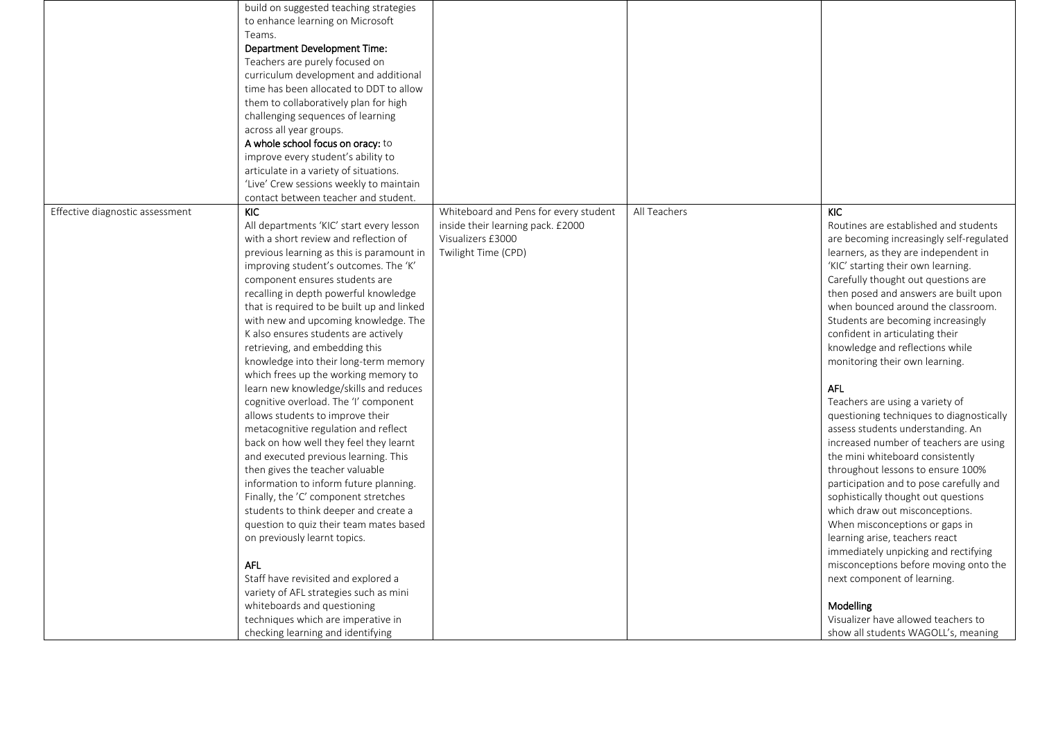| | | | | |
|---|---|---|---|---|
| | build on suggested teaching strategies to enhance learning on Microsoft Teams.<br>**Department Development Time:** Teachers are purely focused on curriculum development and additional time has been allocated to DDT to allow them to collaboratively plan for high challenging sequences of learning across all year groups.<br>**A whole school focus on oracy:** to improve every student's ability to articulate in a variety of situations.<br>'Live' Crew sessions weekly to maintain contact between teacher and student. | | | |
| Effective diagnostic assessment | **KIC**<br>All departments 'KIC' start every lesson with a short review and reflection of previous learning as this is paramount in improving student's outcomes. The 'K' component ensures students are recalling in depth powerful knowledge that is required to be built up and linked with new and upcoming knowledge. The K also ensures students are actively retrieving, and embedding this knowledge into their long-term memory which frees up the working memory to learn new knowledge/skills and reduces cognitive overload. The 'I' component allows students to improve their metacognitive regulation and reflect back on how well they feel they learnt and executed previous learning. This then gives the teacher valuable information to inform future planning. Finally, the 'C' component stretches students to think deeper and create a question to quiz their team mates based on previously learnt topics.<br><br>**AFL**<br>Staff have revisited and explored a variety of AFL strategies such as mini whiteboards and questioning techniques which are imperative in checking learning and identifying | Whiteboard and Pens for every student inside their learning pack. £2000<br>Visualizers £3000<br>Twilight Time (CPD) | All Teachers | **KIC**<br>Routines are established and students are becoming increasingly self-regulated learners, as they are independent in 'KIC' starting their own learning. Carefully thought out questions are then posed and answers are built upon when bounced around the classroom. Students are becoming increasingly confident in articulating their knowledge and reflections while monitoring their own learning.<br><br>**AFL**<br>Teachers are using a variety of questioning techniques to diagnostically assess students understanding. An increased number of teachers are using the mini whiteboard consistently throughout lessons to ensure 100% participation and to pose carefully and sophistically thought out questions which draw out misconceptions. When misconceptions or gaps in learning arise, teachers react immediately unpicking and rectifying misconceptions before moving onto the next component of learning.<br><br>**Modelling**<br>Visualizer have allowed teachers to show all students WAGOLL's, meaning |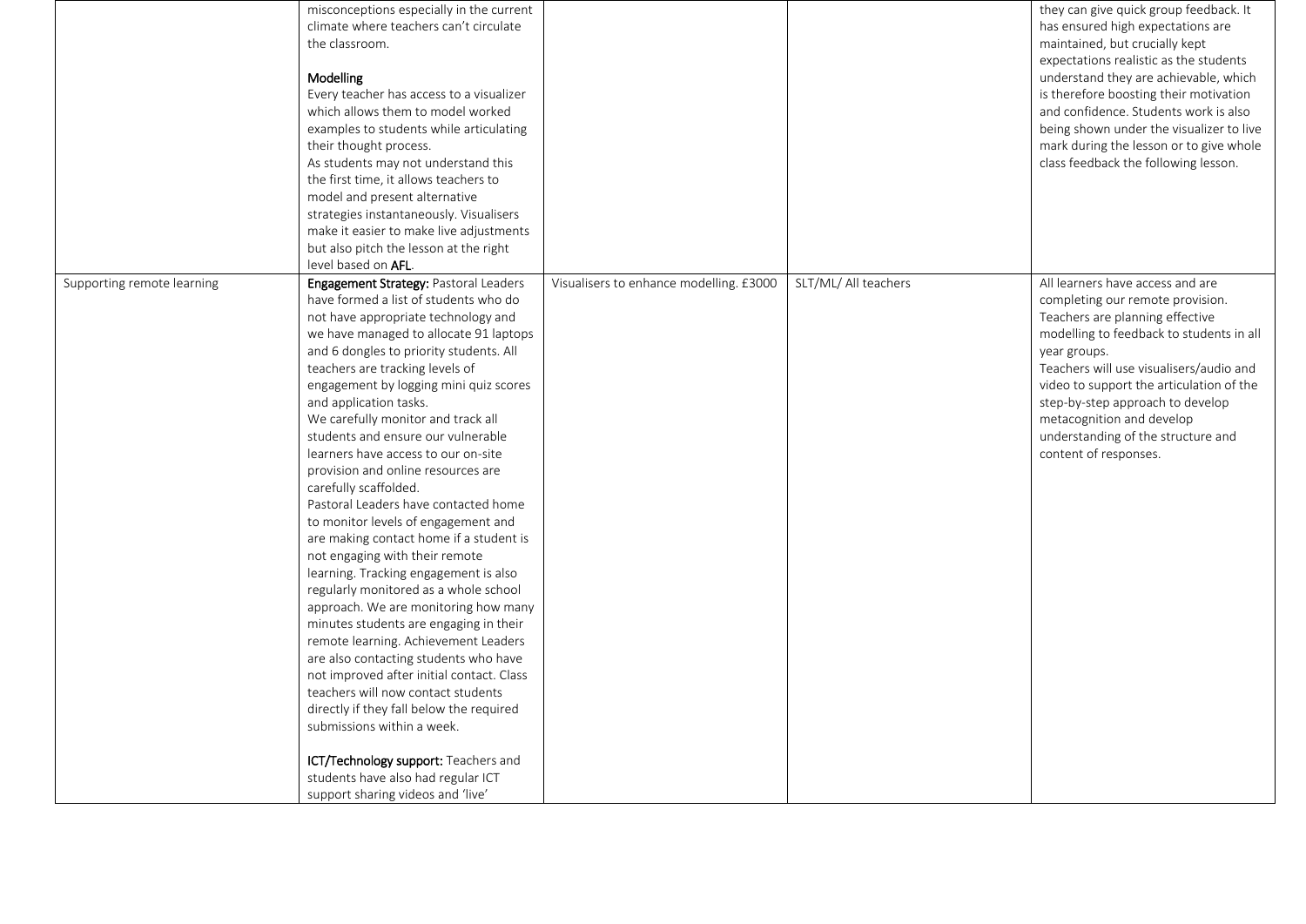| | | | | |
|---|---|---|---|---|
| | misconceptions especially in the current climate where teachers can't circulate the classroom.<br><br>**Modelling**<br>Every teacher has access to a visualizer which allows them to model worked examples to students while articulating their thought process.<br>As students may not understand this the first time, it allows teachers to model and present alternative strategies instantaneously. Visualisers make it easier to make live adjustments but also pitch the lesson at the right level based on **AFL**. | | | they can give quick group feedback. It has ensured high expectations are maintained, but crucially kept expectations realistic as the students understand they are achievable, which is therefore boosting their motivation and confidence. Students work is also being shown under the visualizer to live mark during the lesson or to give whole class feedback the following lesson. |
| Supporting remote learning | **Engagement Strategy:** Pastoral Leaders have formed a list of students who do not have appropriate technology and we have managed to allocate 91 laptops and 6 dongles to priority students. All teachers are tracking levels of engagement by logging mini quiz scores and application tasks.<br>We carefully monitor and track all students and ensure our vulnerable learners have access to our on-site provision and online resources are carefully scaffolded.<br>Pastoral Leaders have contacted home to monitor levels of engagement and are making contact home if a student is not engaging with their remote learning. Tracking engagement is also regularly monitored as a whole school approach. We are monitoring how many minutes students are engaging in their remote learning. Achievement Leaders are also contacting students who have not improved after initial contact. Class teachers will now contact students directly if they fall below the required submissions within a week.<br><br>**ICT/Technology support:** Teachers and students have also had regular ICT support sharing videos and 'live' | Visualisers to enhance modelling. £3000 | SLT/ML/ All teachers | All learners have access and are completing our remote provision.<br>Teachers are planning effective modelling to feedback to students in all year groups.<br>Teachers will use visualisers/audio and video to support the articulation of the step-by-step approach to develop metacognition and develop understanding of the structure and content of responses. |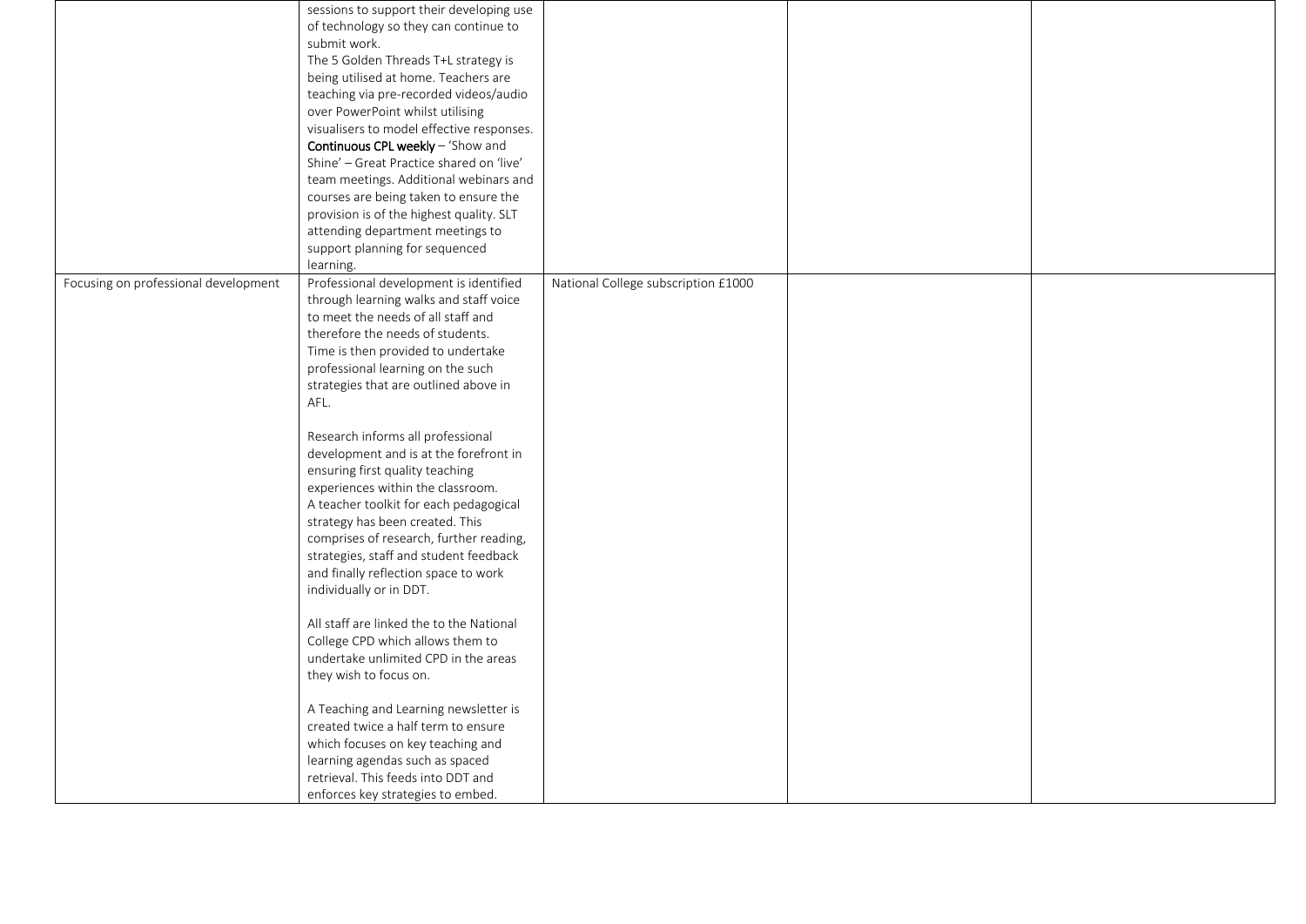| | | | | |
|---|---|---|---|---|
| | sessions to support their developing use of technology so they can continue to submit work.<br>The 5 Golden Threads T+L strategy is being utilised at home. Teachers are teaching via pre-recorded videos/audio over PowerPoint whilst utilising visualisers to model effective responses.<br>**Continuous CPL weekly** – 'Show and Shine' – Great Practice shared on 'live' team meetings. Additional webinars and courses are being taken to ensure the provision is of the highest quality. SLT attending department meetings to support planning for sequenced learning. | | | |
| Focusing on professional development | Professional development is identified through learning walks and staff voice to meet the needs of all staff and therefore the needs of students.<br>Time is then provided to undertake professional learning on the such strategies that are outlined above in AFL.<br><br>Research informs all professional development and is at the forefront in ensuring first quality teaching experiences within the classroom.<br>A teacher toolkit for each pedagogical strategy has been created. This comprises of research, further reading, strategies, staff and student feedback and finally reflection space to work individually or in DDT.<br><br>All staff are linked the to the National College CPD which allows them to undertake unlimited CPD in the areas they wish to focus on.<br><br>A Teaching and Learning newsletter is created twice a half term to ensure which focuses on key teaching and learning agendas such as spaced retrieval. This feeds into DDT and enforces key strategies to embed. | National College subscription £1000 | | |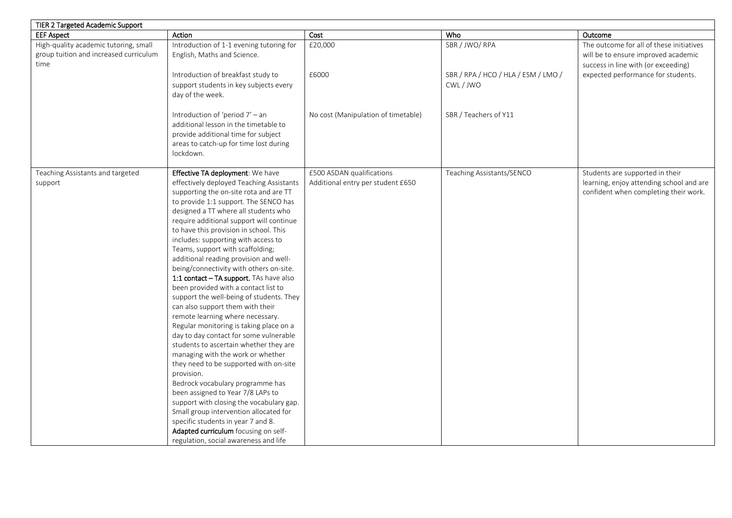| TIER 2 Targeted Academic Support | | | | |
|---|---|---|---|---|
| **EEF Aspect** | **Action** | **Cost** | **Who** | **Outcome** |
| High-quality academic tutoring, small group tuition and increased curriculum time | Introduction of 1-1 evening tutoring for English, Maths and Science.<br><br>Introduction of breakfast study to support students in key subjects every day of the week.<br><br>Introduction of 'period 7' – an additional lesson in the timetable to provide additional time for subject areas to catch-up for time lost during lockdown. | £20,000<br><br>£6000<br><br>No cost (Manipulation of timetable) | SBR / JWO/ RPA<br><br>SBR / RPA / HCO / HLA / ESM / LMO / CWL / JWO<br><br>SBR / Teachers of Y11 | The outcome for all of these initiatives will be to ensure improved academic success in line with (or exceeding) expected performance for students. |
| Teaching Assistants and targeted support | **Effective TA deployment**: We have effectively deployed Teaching Assistants supporting the on-site rota and are TT to provide 1:1 support. The SENCO has designed a TT where all students who require additional support will continue to have this provision in school. This includes: supporting with access to Teams, support with scaffolding; additional reading provision and well-being/connectivity with others on-site.<br>**1:1 contact – TA support.** TAs have also been provided with a contact list to support the well-being of students. They can also support them with their remote learning where necessary.<br>Regular monitoring is taking place on a day to day contact for some vulnerable students to ascertain whether they are managing with the work or whether they need to be supported with on-site provision.<br>Bedrock vocabulary programme has been assigned to Year 7/8 LAPs to support with closing the vocabulary gap.<br>Small group intervention allocated for specific students in year 7 and 8.<br>**Adapted curriculum** focusing on self-regulation, social awareness and life | £500 ASDAN qualifications<br>Additional entry per student £650 | Teaching Assistants/SENCO | Students are supported in their learning, enjoy attending school and are confident when completing their work. |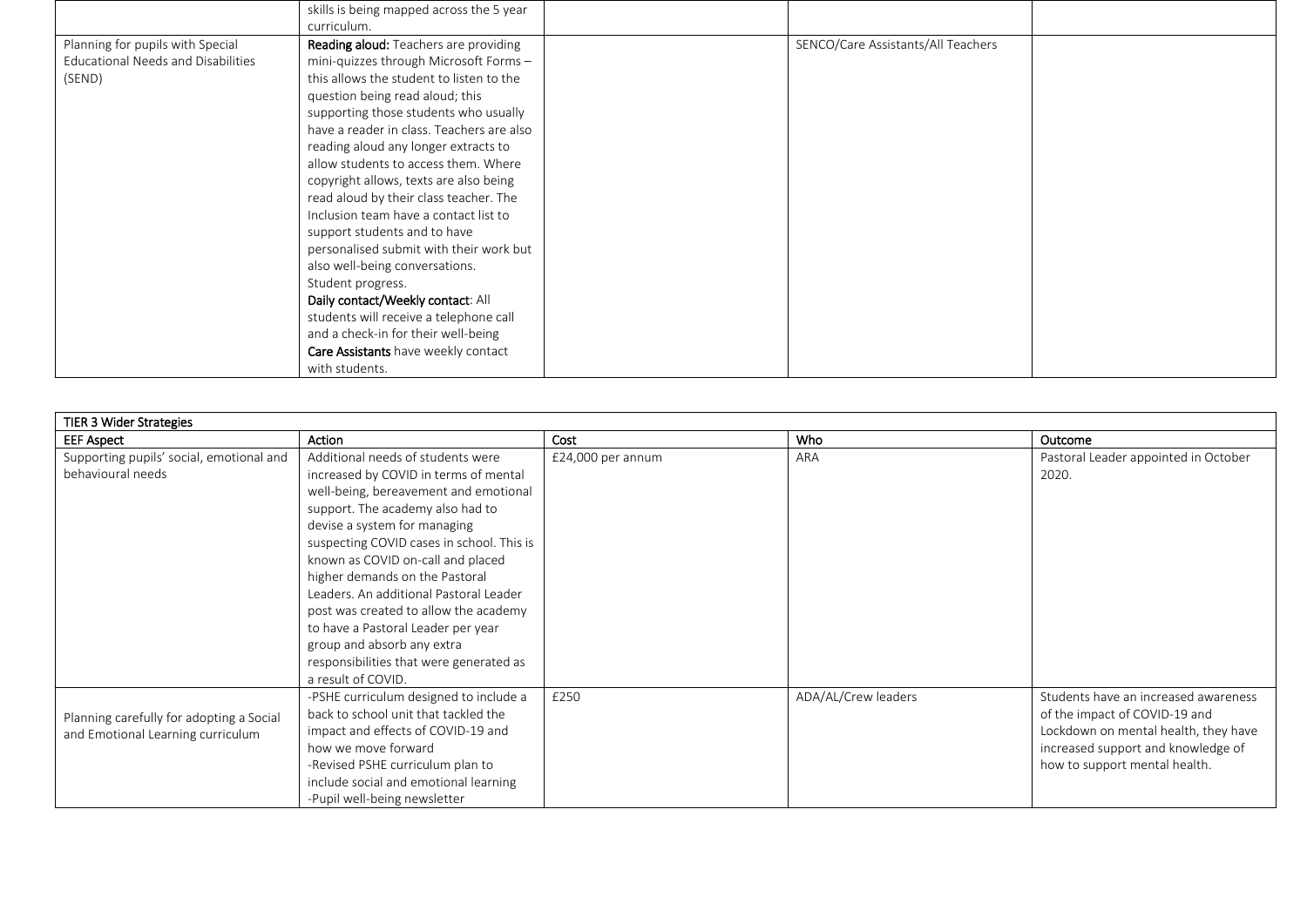| | skills is being mapped across the 5 year curriculum. | | | |
|---|---|---|---|---|
| Planning for pupils with Special Educational Needs and Disabilities (SEND) | **Reading aloud:** Teachers are providing mini-quizzes through Microsoft Forms – this allows the student to listen to the question being read aloud; this supporting those students who usually have a reader in class. Teachers are also reading aloud any longer extracts to allow students to access them. Where copyright allows, texts are also being read aloud by their class teacher. The Inclusion team have a contact list to support students and to have personalised submit with their work but also well-being conversations. Student progress. **Daily contact/Weekly contact**: All students will receive a telephone call and a check-in for their well-being **Care Assistants** have weekly contact with students. | | SENCO/Care Assistants/All Teachers | |

| TIER 3 Wider Strategies | | | | |
|---|---|---|---|---|
| **EEF Aspect** | **Action** | **Cost** | **Who** | **Outcome** |
| Supporting pupils' social, emotional and behavioural needs | Additional needs of students were increased by COVID in terms of mental well-being, bereavement and emotional support. The academy also had to devise a system for managing suspecting COVID cases in school. This is known as COVID on-call and placed higher demands on the Pastoral Leaders. An additional Pastoral Leader post was created to allow the academy to have a Pastoral Leader per year group and absorb any extra responsibilities that were generated as a result of COVID. | £24,000 per annum | ARA | Pastoral Leader appointed in October 2020. |
| Planning carefully for adopting a Social and Emotional Learning curriculum | -PSHE curriculum designed to include a back to school unit that tackled the impact and effects of COVID-19 and how we move forward<br>-Revised PSHE curriculum plan to include social and emotional learning<br>-Pupil well-being newsletter | £250 | ADA/AL/Crew leaders | Students have an increased awareness of the impact of COVID-19 and Lockdown on mental health, they have increased support and knowledge of how to support mental health. |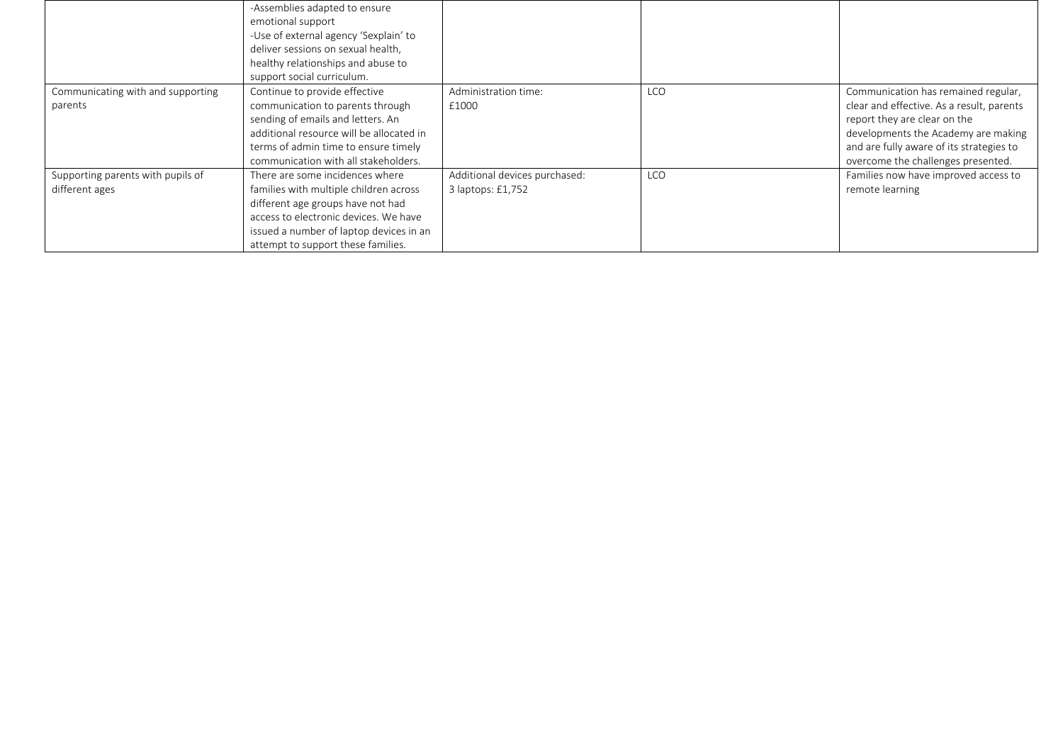| | | | | |
|---|---|---|---|---|
| | -Assemblies adapted to ensure emotional support<br>-Use of external agency 'Sexplain' to deliver sessions on sexual health, healthy relationships and abuse to support social curriculum. | | | |
| Communicating with and supporting parents | Continue to provide effective communication to parents through sending of emails and letters. An additional resource will be allocated in terms of admin time to ensure timely communication with all stakeholders. | Administration time:<br>£1000 | LCO | Communication has remained regular, clear and effective. As a result, parents report they are clear on the developments the Academy are making and are fully aware of its strategies to overcome the challenges presented. |
| Supporting parents with pupils of different ages | There are some incidences where families with multiple children across different age groups have not had access to electronic devices. We have issued a number of laptop devices in an attempt to support these families. | Additional devices purchased:<br>3 laptops: £1,752 | LCO | Families now have improved access to remote learning |